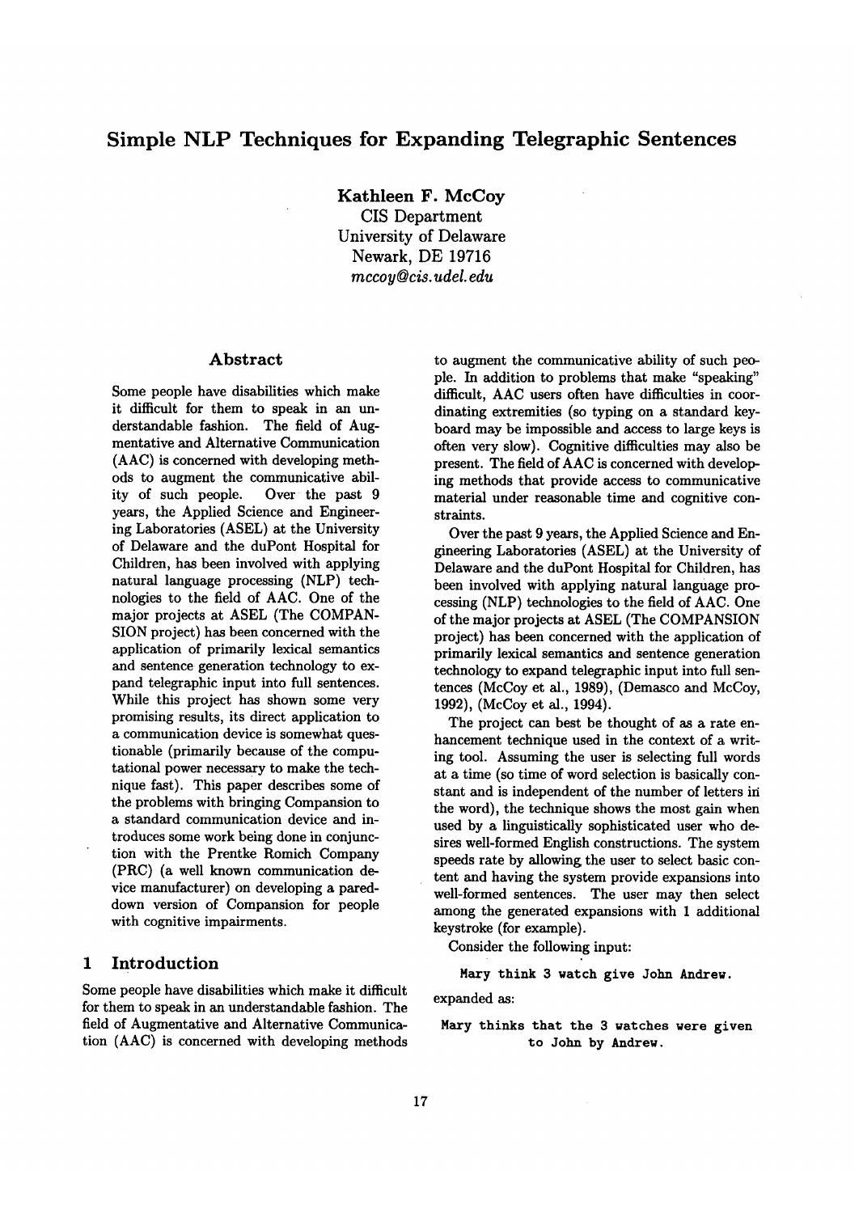# Simple NLP Techniques for Expanding Telegraphic Sentences

**Kathleen F. McCoy**
CIS Department
University of Delaware
Newark, DE 19716
*mccoy@cis.udel.edu*

## Abstract

Some people have disabilities which make it difficult for them to speak in an understandable fashion. The field of Augmentative and Alternative Communication (AAC) is concerned with developing methods to augment the communicative ability of such people. Over the past 9 years, the Applied Science and Engineering Laboratories (ASEL) at the University of Delaware and the duPont Hospital for Children, has been involved with applying natural language processing (NLP) technologies to the field of AAC. One of the major projects at ASEL (The COMPANSION project) has been concerned with the application of primarily lexical semantics and sentence generation technology to expand telegraphic input into full sentences. While this project has shown some very promising results, its direct application to a communication device is somewhat questionable (primarily because of the computational power necessary to make the technique fast). This paper describes some of the problems with bringing Compansion to a standard communication device and introduces some work being done in conjunction with the Prentke Romich Company (PRC) (a well known communication device manufacturer) on developing a pared-down version of Compansion for people with cognitive impairments.

## 1 Introduction

Some people have disabilities which make it difficult for them to speak in an understandable fashion. The field of Augmentative and Alternative Communication (AAC) is concerned with developing methods to augment the communicative ability of such people. In addition to problems that make "speaking" difficult, AAC users often have difficulties in coordinating extremities (so typing on a standard keyboard may be impossible and access to large keys is often very slow). Cognitive difficulties may also be present. The field of AAC is concerned with developing methods that provide access to communicative material under reasonable time and cognitive constraints.

Over the past 9 years, the Applied Science and Engineering Laboratories (ASEL) at the University of Delaware and the duPont Hospital for Children, has been involved with applying natural language processing (NLP) technologies to the field of AAC. One of the major projects at ASEL (The COMPANSION project) has been concerned with the application of primarily lexical semantics and sentence generation technology to expand telegraphic input into full sentences (McCoy et al., 1989), (Demasco and McCoy, 1992), (McCoy et al., 1994).

The project can best be thought of as a rate enhancement technique used in the context of a writing tool. Assuming the user is selecting full words at a time (so time of word selection is basically constant and is independent of the number of letters in the word), the technique shows the most gain when used by a linguistically sophisticated user who desires well-formed English constructions. The system speeds rate by allowing the user to select basic content and having the system provide expansions into well-formed sentences. The user may then select among the generated expansions with 1 additional keystroke (for example).

Consider the following input:

```
Mary think 3 watch give John Andrew.
```

expanded as:

```
Mary thinks that the 3 watches were given
to John by Andrew.
```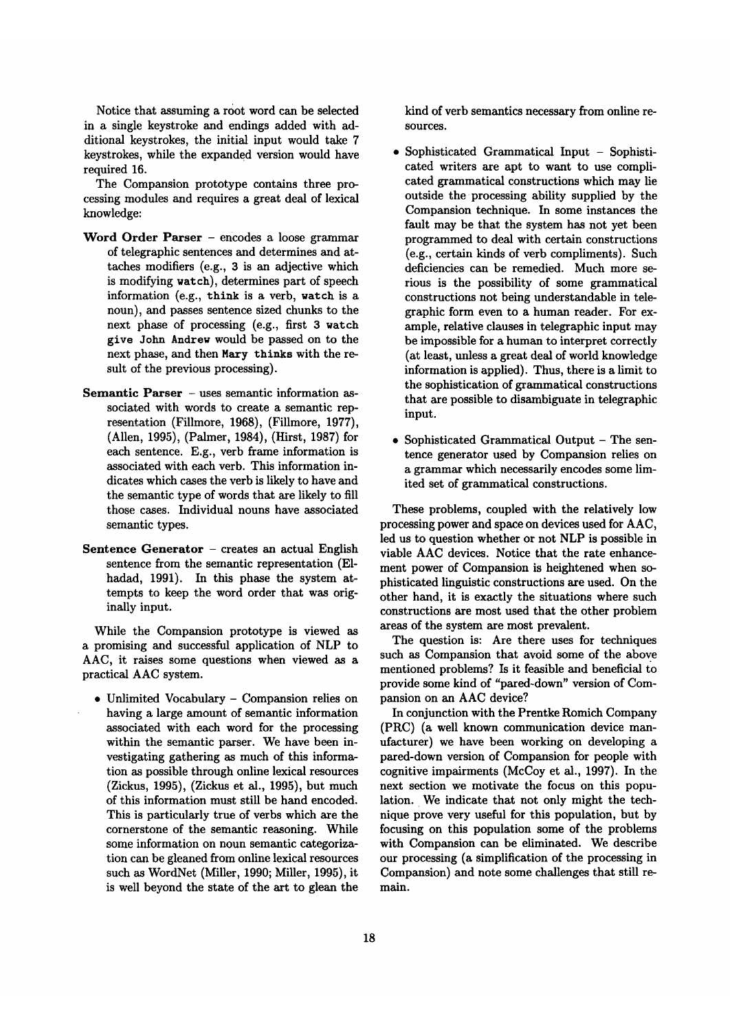Notice that assuming a root word can be selected in a single keystroke and endings added with additional keystrokes, the initial input would take 7 keystrokes, while the expanded version would have required 16.

The Compansion prototype contains three processing modules and requires a great deal of lexical knowledge:

**Word Order Parser** – encodes a loose grammar of telegraphic sentences and determines and attaches modifiers (e.g., 3 is an adjective which is modifying `watch`), determines part of speech information (e.g., `think` is a verb, `watch` is a noun), and passes sentence sized chunks to the next phase of processing (e.g., first `3 watch give John Andrew` would be passed on to the next phase, and then `Mary thinks` with the result of the previous processing).

**Semantic Parser** – uses semantic information associated with words to create a semantic representation (Fillmore, 1968), (Fillmore, 1977), (Allen, 1995), (Palmer, 1984), (Hirst, 1987) for each sentence. E.g., verb frame information is associated with each verb. This information indicates which cases the verb is likely to have and the semantic type of words that are likely to fill those cases. Individual nouns have associated semantic types.

**Sentence Generator** – creates an actual English sentence from the semantic representation (Elhadad, 1991). In this phase the system attempts to keep the word order that was originally input.

While the Compansion prototype is viewed as a promising and successful application of NLP to AAC, it raises some questions when viewed as a practical AAC system.

- Unlimited Vocabulary – Compansion relies on having a large amount of semantic information associated with each word for the processing within the semantic parser. We have been investigating gathering as much of this information as possible through online lexical resources (Zickus, 1995), (Zickus et al., 1995), but much of this information must still be hand encoded. This is particularly true of verbs which are the cornerstone of the semantic reasoning. While some information on noun semantic categorization can be gleaned from online lexical resources such as WordNet (Miller, 1990; Miller, 1995), it is well beyond the state of the art to glean the kind of verb semantics necessary from online resources.
- Sophisticated Grammatical Input – Sophisticated writers are apt to want to use complicated grammatical constructions which may lie outside the processing ability supplied by the Compansion technique. In some instances the fault may be that the system has not yet been programmed to deal with certain constructions (e.g., certain kinds of verb compliments). Such deficiencies can be remedied. Much more serious is the possibility of some grammatical constructions not being understandable in telegraphic form even to a human reader. For example, relative clauses in telegraphic input may be impossible for a human to interpret correctly (at least, unless a great deal of world knowledge information is applied). Thus, there is a limit to the sophistication of grammatical constructions that are possible to disambiguate in telegraphic input.
- Sophisticated Grammatical Output – The sentence generator used by Compansion relies on a grammar which necessarily encodes some limited set of grammatical constructions.

These problems, coupled with the relatively low processing power and space on devices used for AAC, led us to question whether or not NLP is possible in viable AAC devices. Notice that the rate enhancement power of Compansion is heightened when sophisticated linguistic constructions are used. On the other hand, it is exactly the situations where such constructions are most used that the other problem areas of the system are most prevalent.

The question is: Are there uses for techniques such as Compansion that avoid some of the above mentioned problems? Is it feasible and beneficial to provide some kind of "pared-down" version of Compansion on an AAC device?

In conjunction with the Prentke Romich Company (PRC) (a well known communication device manufacturer) we have been working on developing a pared-down version of Compansion for people with cognitive impairments (McCoy et al., 1997). In the next section we motivate the focus on this population. We indicate that not only might the technique prove very useful for this population, but by focusing on this population some of the problems with Compansion can be eliminated. We describe our processing (a simplification of the processing in Compansion) and note some challenges that still remain.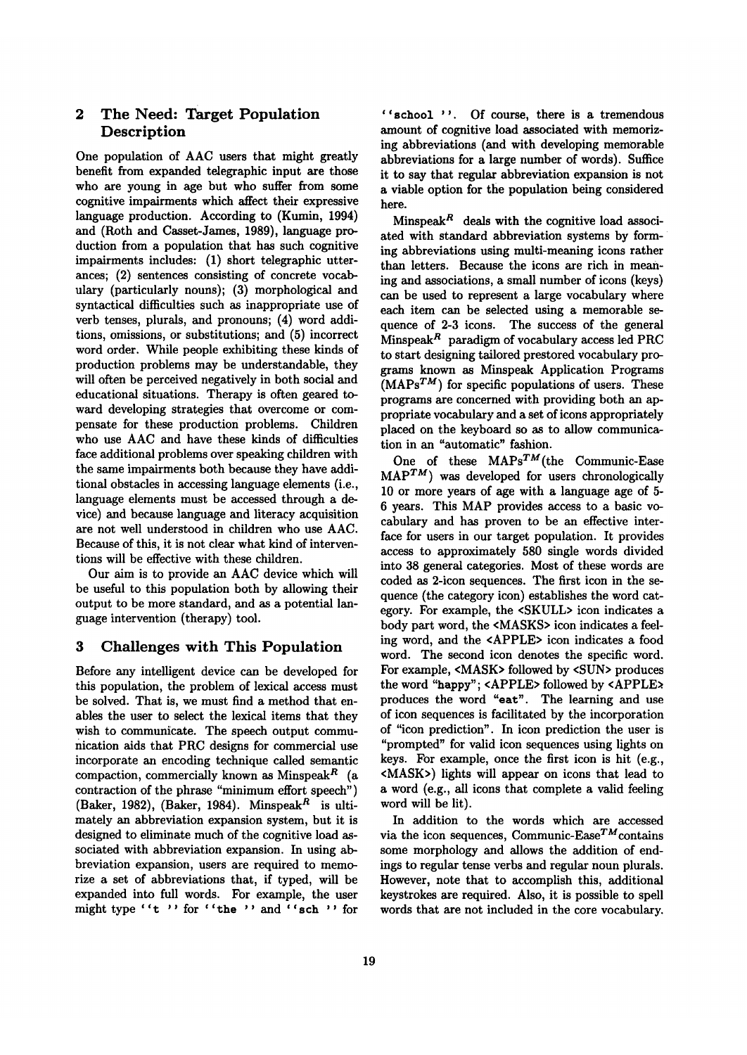## 2 The Need: Target Population Description

One population of AAC users that might greatly benefit from expanded telegraphic input are those who are young in age but who suffer from some cognitive impairments which affect their expressive language production. According to (Kumin, 1994) and (Roth and Casset-James, 1989), language production from a population that has such cognitive impairments includes: (1) short telegraphic utterances; (2) sentences consisting of concrete vocabulary (particularly nouns); (3) morphological and syntactical difficulties such as inappropriate use of verb tenses, plurals, and pronouns; (4) word additions, omissions, or substitutions; and (5) incorrect word order. While people exhibiting these kinds of production problems may be understandable, they will often be perceived negatively in both social and educational situations. Therapy is often geared toward developing strategies that overcome or compensate for these production problems. Children who use AAC and have these kinds of difficulties face additional problems over speaking children with the same impairments both because they have additional obstacles in accessing language elements (i.e., language elements must be accessed through a device) and because language and literacy acquisition are not well understood in children who use AAC. Because of this, it is not clear what kind of interventions will be effective with these children.

Our aim is to provide an AAC device which will be useful to this population both by allowing their output to be more standard, and as a potential language intervention (therapy) tool.

## 3 Challenges with This Population

Before any intelligent device can be developed for this population, the problem of lexical access must be solved. That is, we must find a method that enables the user to select the lexical items that they wish to communicate. The speech output communication aids that PRC designs for commercial use incorporate an encoding technique called semantic compaction, commercially known as Minspeak[R] (a contraction of the phrase "minimum effort speech") (Baker, 1982), (Baker, 1984). Minspeak[R] is ultimately an abbreviation expansion system, but it is designed to eliminate much of the cognitive load associated with abbreviation expansion. In using abbreviation expansion, users are required to memorize a set of abbreviations that, if typed, will be expanded into full words. For example, the user might type `` `t ' '' for `` `the ' '' and `` `sch ' '' for `` `school ' ''. Of course, there is a tremendous amount of cognitive load associated with memorizing abbreviations (and with developing memorable abbreviations for a large number of words). Suffice it to say that regular abbreviation expansion is not a viable option for the population being considered here.

Minspeak[R] deals with the cognitive load associated with standard abbreviation systems by forming abbreviations using multi-meaning icons rather than letters. Because the icons are rich in meaning and associations, a small number of icons (keys) can be used to represent a large vocabulary where each item can be selected using a memorable sequence of 2-3 icons. The success of the general Minspeak[R] paradigm of vocabulary access led PRC to start designing tailored prestored vocabulary programs known as Minspeak Application Programs (MAPs[TM]) for specific populations of users. These programs are concerned with providing both an appropriate vocabulary and a set of icons appropriately placed on the keyboard so as to allow communication in an "automatic" fashion.

One of these MAPs[TM] (the Communic-Ease MAP[TM]) was developed for users chronologically 10 or more years of age with a language age of 5-6 years. This MAP provides access to a basic vocabulary and has proven to be an effective interface for users in our target population. It provides access to approximately 580 single words divided into 38 general categories. Most of these words are coded as 2-icon sequences. The first icon in the sequence (the category icon) establishes the word category. For example, the <SKULL> icon indicates a body part word, the <MASKS> icon indicates a feeling word, and the <APPLE> icon indicates a food word. The second icon denotes the specific word. For example, <MASK> followed by <SUN> produces the word "happy"; <APPLE> followed by <APPLE> produces the word "eat". The learning and use of icon sequences is facilitated by the incorporation of "icon prediction". In icon prediction the user is "prompted" for valid icon sequences using lights on keys. For example, once the first icon is hit (e.g., <MASK>) lights will appear on icons that lead to a word (e.g., all icons that complete a valid feeling word will be lit).

In addition to the words which are accessed via the icon sequences, Communic-Ease[TM] contains some morphology and allows the addition of endings to regular tense verbs and regular noun plurals. However, note that to accomplish this, additional keystrokes are required. Also, it is possible to spell words that are not included in the core vocabulary.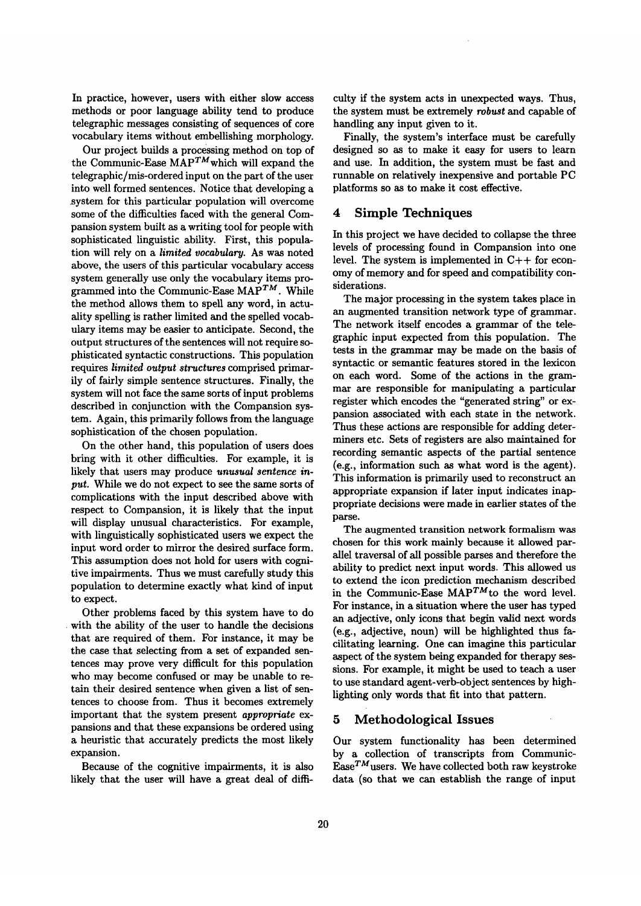In practice, however, users with either slow access methods or poor language ability tend to produce telegraphic messages consisting of sequences of core vocabulary items without embellishing morphology.

Our project builds a processing method on top of the Communic-Ease MAP$^{TM}$ which will expand the telegraphic/mis-ordered input on the part of the user into well formed sentences. Notice that developing a system for this particular population will overcome some of the difficulties faced with the general Compansion system built as a writing tool for people with sophisticated linguistic ability. First, this population will rely on a *limited vocabulary*. As was noted above, the users of this particular vocabulary access system generally use only the vocabulary items programmed into the Communic-Ease MAP$^{TM}$. While the method allows them to spell any word, in actuality spelling is rather limited and the spelled vocabulary items may be easier to anticipate. Second, the output structures of the sentences will not require sophisticated syntactic constructions. This population requires *limited output structures* comprised primarily of fairly simple sentence structures. Finally, the system will not face the same sorts of input problems described in conjunction with the Compansion system. Again, this primarily follows from the language sophistication of the chosen population.

On the other hand, this population of users does bring with it other difficulties. For example, it is likely that users may produce *unusual sentence input*. While we do not expect to see the same sorts of complications with the input described above with respect to Compansion, it is likely that the input will display unusual characteristics. For example, with linguistically sophisticated users we expect the input word order to mirror the desired surface form. This assumption does not hold for users with cognitive impairments. Thus we must carefully study this population to determine exactly what kind of input to expect.

Other problems faced by this system have to do with the ability of the user to handle the decisions that are required of them. For instance, it may be the case that selecting from a set of expanded sentences may prove very difficult for this population who may become confused or may be unable to retain their desired sentence when given a list of sentences to choose from. Thus it becomes extremely important that the system present *appropriate* expansions and that these expansions be ordered using a heuristic that accurately predicts the most likely expansion.

Because of the cognitive impairments, it is also likely that the user will have a great deal of difficulty if the system acts in unexpected ways. Thus, the system must be extremely *robust* and capable of handling any input given to it.

Finally, the system's interface must be carefully designed so as to make it easy for users to learn and use. In addition, the system must be fast and runnable on relatively inexpensive and portable PC platforms so as to make it cost effective.

## 4 Simple Techniques

In this project we have decided to collapse the three levels of processing found in Compansion into one level. The system is implemented in C++ for economy of memory and for speed and compatibility considerations.

The major processing in the system takes place in an augmented transition network type of grammar. The network itself encodes a grammar of the telegraphic input expected from this population. The tests in the grammar may be made on the basis of syntactic or semantic features stored in the lexicon on each word. Some of the actions in the grammar are responsible for manipulating a particular register which encodes the "generated string" or expansion associated with each state in the network. Thus these actions are responsible for adding determiners etc. Sets of registers are also maintained for recording semantic aspects of the partial sentence (e.g., information such as what word is the agent). This information is primarily used to reconstruct an appropriate expansion if later input indicates inappropriate decisions were made in earlier states of the parse.

The augmented transition network formalism was chosen for this work mainly because it allowed parallel traversal of all possible parses and therefore the ability to predict next input words. This allowed us to extend the icon prediction mechanism described in the Communic-Ease MAP$^{TM}$ to the word level. For instance, in a situation where the user has typed an adjective, only icons that begin valid next words (e.g., adjective, noun) will be highlighted thus facilitating learning. One can imagine this particular aspect of the system being expanded for therapy sessions. For example, it might be used to teach a user to use standard agent-verb-object sentences by highlighting only words that fit into that pattern.

## 5 Methodological Issues

Our system functionality has been determined by a collection of transcripts from Communic-Ease$^{TM}$ users. We have collected both raw keystroke data (so that we can establish the range of input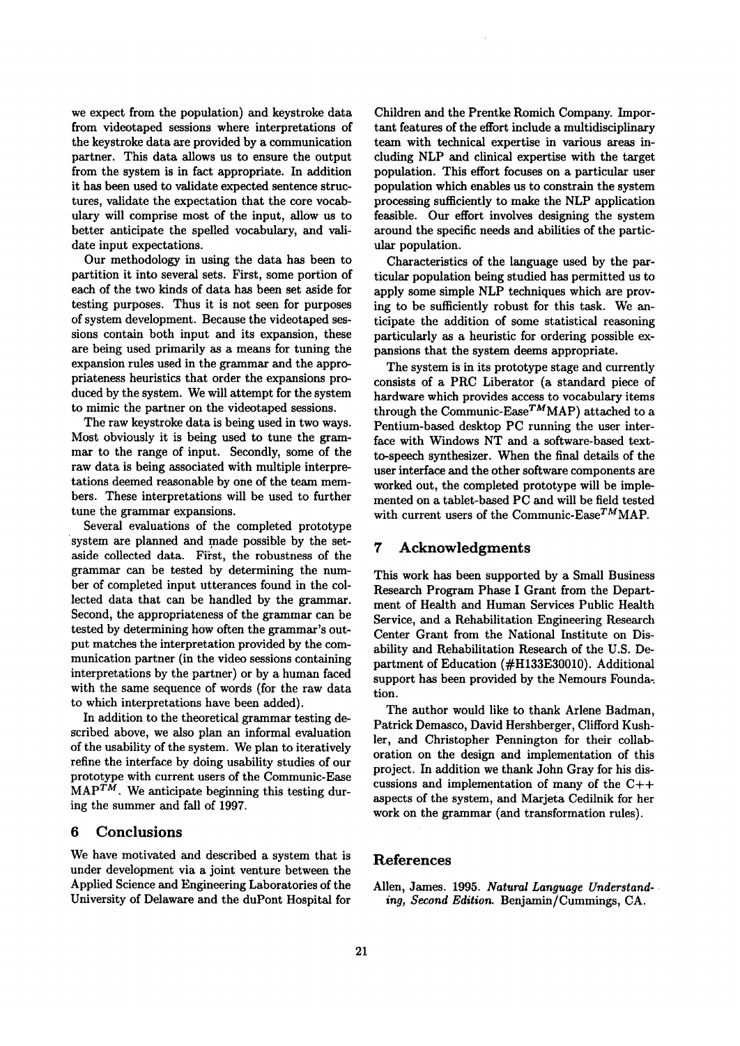we expect from the population) and keystroke data from videotaped sessions where interpretations of the keystroke data are provided by a communication partner. This data allows us to ensure the output from the system is in fact appropriate. In addition it has been used to validate expected sentence structures, validate the expectation that the core vocabulary will comprise most of the input, allow us to better anticipate the spelled vocabulary, and validate input expectations.

Our methodology in using the data has been to partition it into several sets. First, some portion of each of the two kinds of data has been set aside for testing purposes. Thus it is not seen for purposes of system development. Because the videotaped sessions contain both input and its expansion, these are being used primarily as a means for tuning the expansion rules used in the grammar and the appropriateness heuristics that order the expansions produced by the system. We will attempt for the system to mimic the partner on the videotaped sessions.

The raw keystroke data is being used in two ways. Most obviously it is being used to tune the grammar to the range of input. Secondly, some of the raw data is being associated with multiple interpretations deemed reasonable by one of the team members. These interpretations will be used to further tune the grammar expansions.

Several evaluations of the completed prototype system are planned and made possible by the set-aside collected data. First, the robustness of the grammar can be tested by determining the number of completed input utterances found in the collected data that can be handled by the grammar. Second, the appropriateness of the grammar can be tested by determining how often the grammar's output matches the interpretation provided by the communication partner (in the video sessions containing interpretations by the partner) or by a human faced with the same sequence of words (for the raw data to which interpretations have been added).

In addition to the theoretical grammar testing described above, we also plan an informal evaluation of the usability of the system. We plan to iteratively refine the interface by doing usability studies of our prototype with current users of the Communic-Ease MAP$^{TM}$. We anticipate beginning this testing during the summer and fall of 1997.

## 6 Conclusions

We have motivated and described a system that is under development via a joint venture between the Applied Science and Engineering Laboratories of the University of Delaware and the duPont Hospital for Children and the Prentke Romich Company. Important features of the effort include a multidisciplinary team with technical expertise in various areas including NLP and clinical expertise with the target population. This effort focuses on a particular user population which enables us to constrain the system processing sufficiently to make the NLP application feasible. Our effort involves designing the system around the specific needs and abilities of the particular population.

Characteristics of the language used by the particular population being studied has permitted us to apply some simple NLP techniques which are proving to be sufficiently robust for this task. We anticipate the addition of some statistical reasoning particularly as a heuristic for ordering possible expansions that the system deems appropriate.

The system is in its prototype stage and currently consists of a PRC Liberator (a standard piece of hardware which provides access to vocabulary items through the Communic-Ease$^{TM}$MAP) attached to a Pentium-based desktop PC running the user interface with Windows NT and a software-based text-to-speech synthesizer. When the final details of the user interface and the other software components are worked out, the completed prototype will be implemented on a tablet-based PC and will be field tested with current users of the Communic-Ease$^{TM}$MAP.

## 7 Acknowledgments

This work has been supported by a Small Business Research Program Phase I Grant from the Department of Health and Human Services Public Health Service, and a Rehabilitation Engineering Research Center Grant from the National Institute on Disability and Rehabilitation Research of the U.S. Department of Education (#H133E30010). Additional support has been provided by the Nemours Foundation.

The author would like to thank Arlene Badman, Patrick Demasco, David Hershberger, Clifford Kushler, and Christopher Pennington for their collaboration on the design and implementation of this project. In addition we thank John Gray for his discussions and implementation of many of the C++ aspects of the system, and Marjeta Cedilnik for her work on the grammar (and transformation rules).

## References

Allen, James. 1995. *Natural Language Understanding, Second Edition.* Benjamin/Cummings, CA.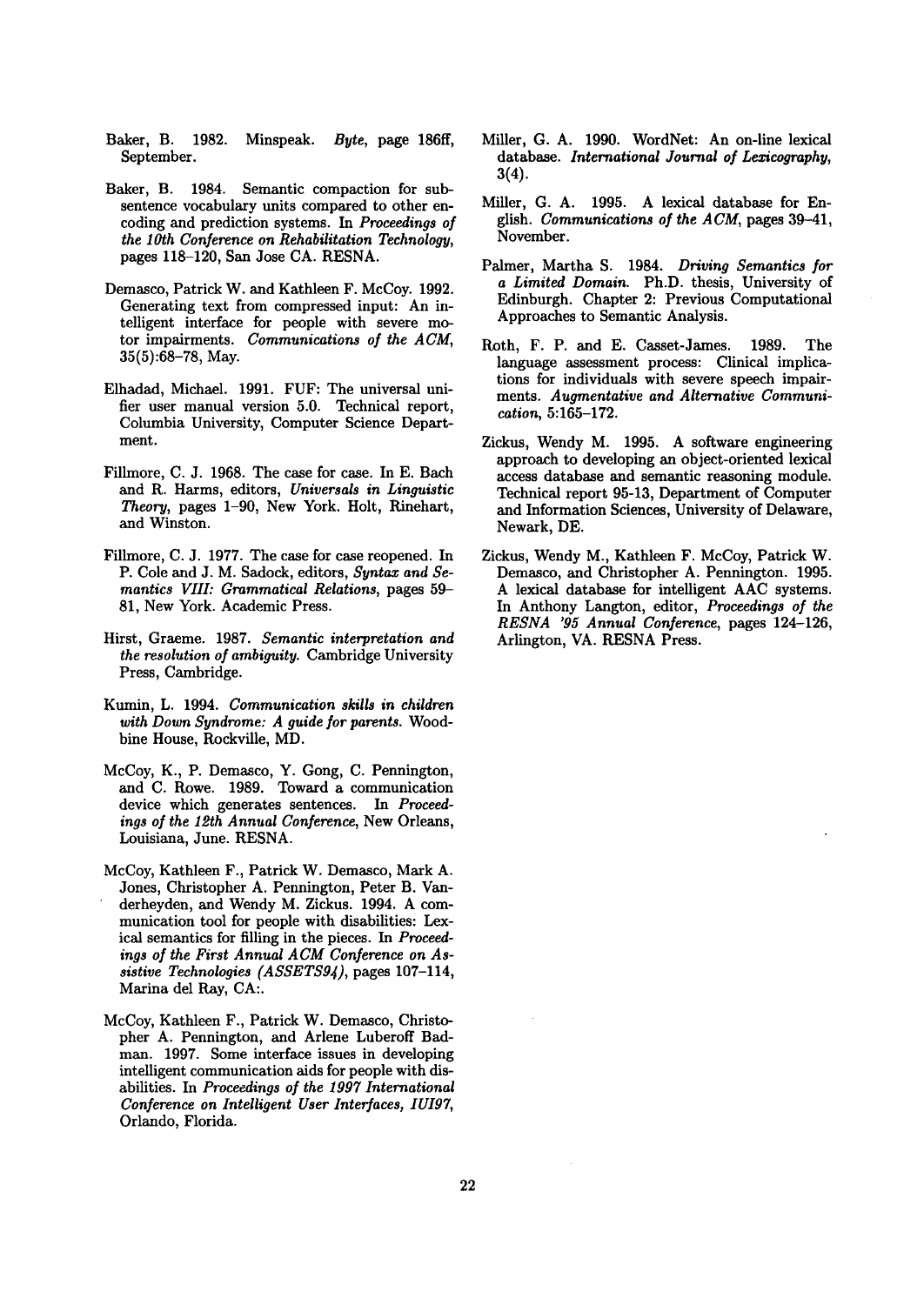Baker, B. 1982. Minspeak. *Byte*, page 186ff, September.

Baker, B. 1984. Semantic compaction for sub-sentence vocabulary units compared to other encoding and prediction systems. In *Proceedings of the 10th Conference on Rehabilitation Technology*, pages 118–120, San Jose CA. RESNA.

Demasco, Patrick W. and Kathleen F. McCoy. 1992. Generating text from compressed input: An intelligent interface for people with severe motor impairments. *Communications of the ACM*, 35(5):68–78, May.

Elhadad, Michael. 1991. FUF: The universal unifier user manual version 5.0. Technical report, Columbia University, Computer Science Department.

Fillmore, C. J. 1968. The case for case. In E. Bach and R. Harms, editors, *Universals in Linguistic Theory*, pages 1–90, New York. Holt, Rinehart, and Winston.

Fillmore, C. J. 1977. The case for case reopened. In P. Cole and J. M. Sadock, editors, *Syntax and Semantics VIII: Grammatical Relations*, pages 59–81, New York. Academic Press.

Hirst, Graeme. 1987. *Semantic interpretation and the resolution of ambiguity.* Cambridge University Press, Cambridge.

Kumin, L. 1994. *Communication skills in children with Down Syndrome: A guide for parents.* Woodbine House, Rockville, MD.

McCoy, K., P. Demasco, Y. Gong, C. Pennington, and C. Rowe. 1989. Toward a communication device which generates sentences. In *Proceedings of the 12th Annual Conference*, New Orleans, Louisiana, June. RESNA.

McCoy, Kathleen F., Patrick W. Demasco, Mark A. Jones, Christopher A. Pennington, Peter B. Vanderheyden, and Wendy M. Zickus. 1994. A communication tool for people with disabilities: Lexical semantics for filling in the pieces. In *Proceedings of the First Annual ACM Conference on Assistive Technologies (ASSETS94)*, pages 107–114, Marina del Ray, CA:.

McCoy, Kathleen F., Patrick W. Demasco, Christopher A. Pennington, and Arlene Luberoff Badman. 1997. Some interface issues in developing intelligent communication aids for people with disabilities. In *Proceedings of the 1997 International Conference on Intelligent User Interfaces, IUI97*, Orlando, Florida.

Miller, G. A. 1990. WordNet: An on-line lexical database. *International Journal of Lexicography*, 3(4).

Miller, G. A. 1995. A lexical database for English. *Communications of the ACM*, pages 39–41, November.

Palmer, Martha S. 1984. *Driving Semantics for a Limited Domain.* Ph.D. thesis, University of Edinburgh. Chapter 2: Previous Computational Approaches to Semantic Analysis.

Roth, F. P. and E. Casset-James. 1989. The language assessment process: Clinical implications for individuals with severe speech impairments. *Augmentative and Alternative Communication*, 5:165–172.

Zickus, Wendy M. 1995. A software engineering approach to developing an object-oriented lexical access database and semantic reasoning module. Technical report 95-13, Department of Computer and Information Sciences, University of Delaware, Newark, DE.

Zickus, Wendy M., Kathleen F. McCoy, Patrick W. Demasco, and Christopher A. Pennington. 1995. A lexical database for intelligent AAC systems. In Anthony Langton, editor, *Proceedings of the RESNA '95 Annual Conference*, pages 124–126, Arlington, VA. RESNA Press.